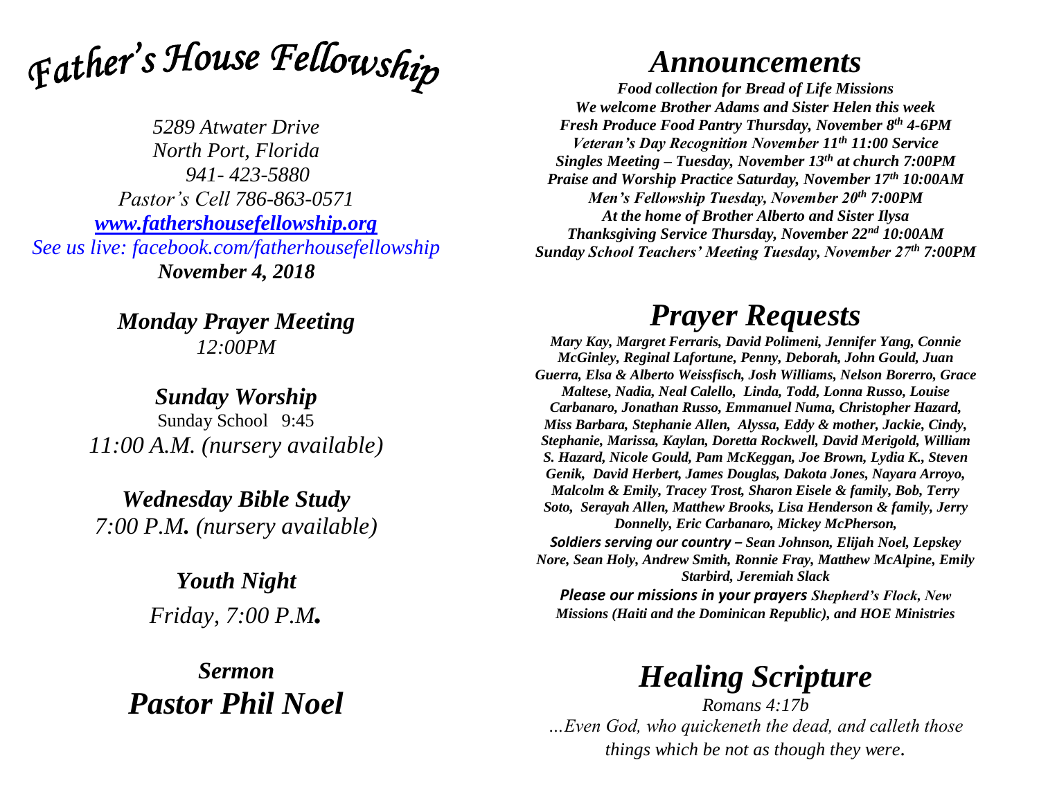# *Father's House Fellowship*

*5289 Atwater Drive*
*North Port, Florida*
*941- 423-5880*
*Pastor's Cell 786-863-0571*
*[www.fathershousefellowship.org](http://www.fathershousefellowship.org)*
*See us live: facebook.com/fatherhousefellowship*
***November 4, 2018***

***Monday Prayer Meeting***
*12:00PM*

***Sunday Worship***
Sunday School 9:45
*11:00 A.M. (nursery available)*

***Wednesday Bible Study***
*7:00 P.M. (nursery available)*

***Youth Night***
*Friday, 7:00 P.M.*

***Sermon***
***Pastor Phil Noel***

# *Announcements*

***Food collection for Bread of Life Missions***
***We welcome Brother Adams and Sister Helen this week***
***Fresh Produce Food Pantry Thursday, November 8th 4-6PM***
***Veteran's Day Recognition November 11th 11:00 Service***
***Singles Meeting – Tuesday, November 13th at church 7:00PM***
***Praise and Worship Practice Saturday, November 17th 10:00AM***
***Men's Fellowship Tuesday, November 20th 7:00PM***
***At the home of Brother Alberto and Sister Ilysa***
***Thanksgiving Service Thursday, November 22nd 10:00AM***
***Sunday School Teachers' Meeting Tuesday, November 27th 7:00PM***

# *Prayer Requests*

***Mary Kay, Margret Ferraris, David Polimeni, Jennifer Yang, Connie McGinley, Reginal Lafortune, Penny, Deborah, John Gould, Juan Guerra, Elsa & Alberto Weissfisch, Josh Williams, Nelson Borerro, Grace Maltese, Nadia, Neal Calello, Linda, Todd, Lonna Russo, Louise Carbanaro, Jonathan Russo, Emmanuel Numa, Christopher Hazard, Miss Barbara, Stephanie Allen, Alyssa, Eddy & mother, Jackie, Cindy, Stephanie, Marissa, Kaylan, Doretta Rockwell, David Merigold, William S. Hazard, Nicole Gould, Pam McKeggan, Joe Brown, Lydia K., Steven Genik, David Herbert, James Douglas, Dakota Jones, Nayara Arroyo, Malcolm & Emily, Tracey Trost, Sharon Eisele & family, Bob, Terry Soto, Serayah Allen, Matthew Brooks, Lisa Henderson & family, Jerry Donnelly, Eric Carbanaro, Mickey McPherson,***

***Soldiers serving our country – Sean Johnson, Elijah Noel, Lepskey Nore, Sean Holy, Andrew Smith, Ronnie Fray, Matthew McAlpine, Emily Starbird, Jeremiah Slack***

***Please our missions in your prayers Shepherd's Flock, New Missions (Haiti and the Dominican Republic), and HOE Ministries***

# *Healing Scripture*

*Romans 4:17b*
*…Even God, who quickeneth the dead, and calleth those things which be not as though they were.*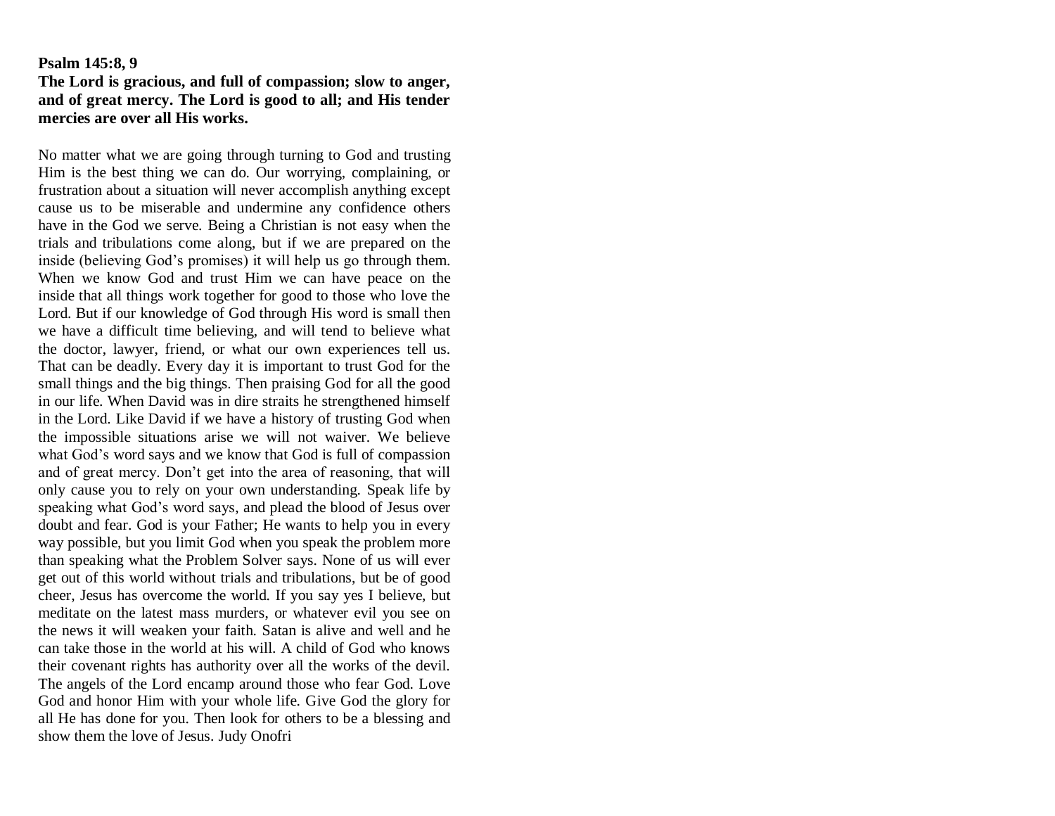**Psalm 145:8, 9**

**The Lord is gracious, and full of compassion; slow to anger, and of great mercy. The Lord is good to all; and His tender mercies are over all His works.**

No matter what we are going through turning to God and trusting Him is the best thing we can do. Our worrying, complaining, or frustration about a situation will never accomplish anything except cause us to be miserable and undermine any confidence others have in the God we serve. Being a Christian is not easy when the trials and tribulations come along, but if we are prepared on the inside (believing God's promises) it will help us go through them. When we know God and trust Him we can have peace on the inside that all things work together for good to those who love the Lord. But if our knowledge of God through His word is small then we have a difficult time believing, and will tend to believe what the doctor, lawyer, friend, or what our own experiences tell us. That can be deadly. Every day it is important to trust God for the small things and the big things. Then praising God for all the good in our life. When David was in dire straits he strengthened himself in the Lord. Like David if we have a history of trusting God when the impossible situations arise we will not waiver. We believe what God's word says and we know that God is full of compassion and of great mercy. Don't get into the area of reasoning, that will only cause you to rely on your own understanding. Speak life by speaking what God's word says, and plead the blood of Jesus over doubt and fear. God is your Father; He wants to help you in every way possible, but you limit God when you speak the problem more than speaking what the Problem Solver says. None of us will ever get out of this world without trials and tribulations, but be of good cheer, Jesus has overcome the world. If you say yes I believe, but meditate on the latest mass murders, or whatever evil you see on the news it will weaken your faith. Satan is alive and well and he can take those in the world at his will. A child of God who knows their covenant rights has authority over all the works of the devil. The angels of the Lord encamp around those who fear God. Love God and honor Him with your whole life. Give God the glory for all He has done for you. Then look for others to be a blessing and show them the love of Jesus. Judy Onofri